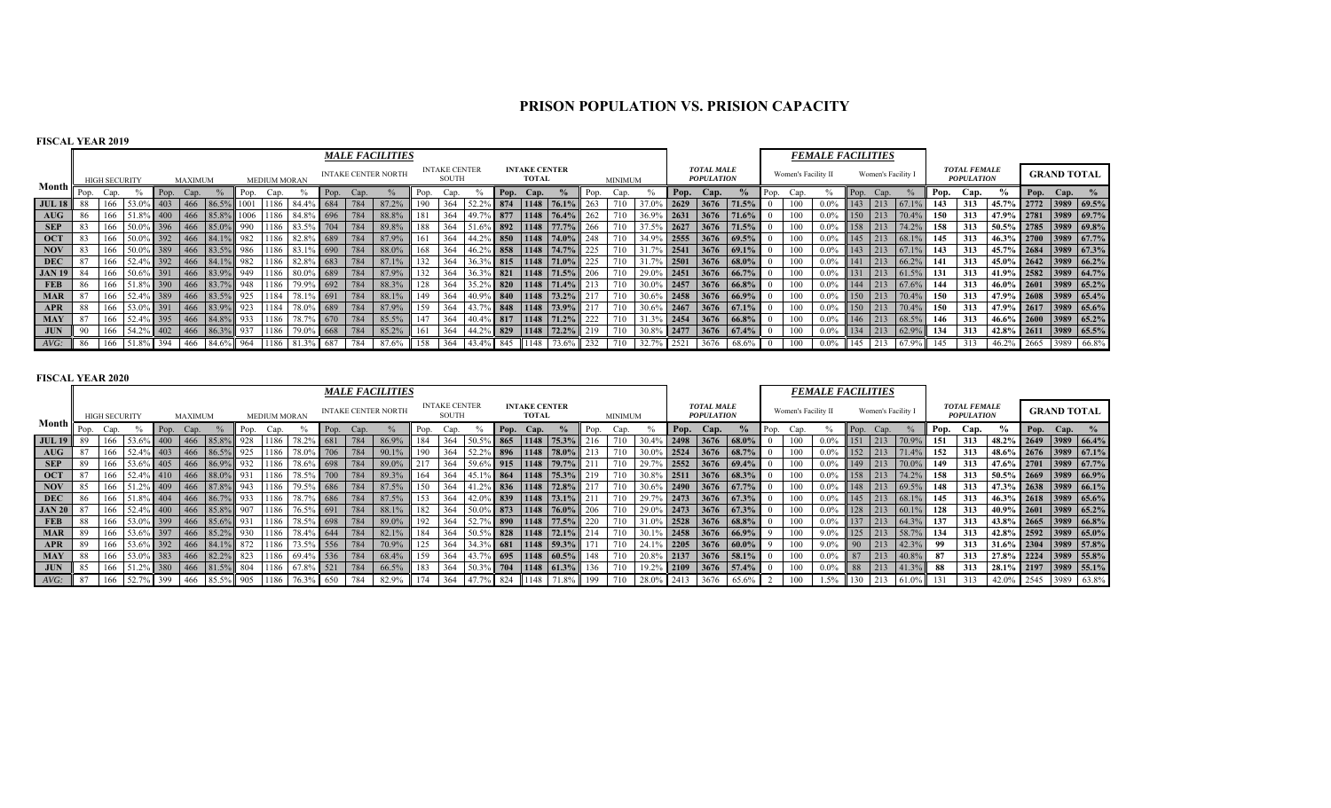# PRISON POPULATION VS. PRISION CAPACITY

**FISCAL YEAR 2019**

| Month | MALE FACILITIES | | | | | | | | | | | | | | | | | | | | | | | | FEMALE FACILITIES | | | | | | | | | GRAND TOTAL | | |
|---|---|---|---|---|---|---|---|---|---|---|---|---|---|---|---|---|---|---|---|---|---|---|---|---|---|---|---|---|---|---|---|---|---|---|---|---|
| | HIGH SECURITY | | | MAXIMUM | | | MEDIUM MORAN | | | INTAKE CENTER NORTH | | | INTAKE CENTER SOUTH | | | INTAKE CENTER TOTAL | | | MINIMUM | | | TOTAL MALE POPULATION | | | Women's Facility II | | | Women's Facility I | | | TOTAL FEMALE POPULATION | | | | | |
| | Pop. | Cap. | % | Pop. | Cap. | % | Pop. | Cap. | % | Pop. | Cap. | % | Pop. | Cap. | % | Pop. | Cap. | % | Pop. | Cap. | % | Pop. | Cap. | % | Pop. | Cap. | % | Pop. | Cap. | % | Pop. | Cap. | % | Pop. | Cap. | % |
| JUL 18 | 88 | 166 | 53.0% | 403 | 466 | 86.5% | 1001 | 1186 | 84.4% | 684 | 784 | 87.2% | 190 | 364 | 52.2% | 874 | 1148 | 76.1% | 263 | 710 | 37.0% | 2629 | 3676 | 71.5% | 0 | 100 | 0.0% | 143 | 213 | 67.1% | 143 | 313 | 45.7% | 2772 | 3989 | 69.5% |
| AUG | 86 | 166 | 51.8% | 400 | 466 | 85.8% | 1006 | 1186 | 84.8% | 696 | 784 | 88.8% | 181 | 364 | 49.7% | 877 | 1148 | 76.4% | 262 | 710 | 36.9% | 2631 | 3676 | 71.6% | 0 | 100 | 0.0% | 150 | 213 | 70.4% | 150 | 313 | 47.9% | 2781 | 3989 | 69.7% |
| SEP | 83 | 166 | 50.0% | 396 | 466 | 85.0% | 990 | 1186 | 83.5% | 704 | 784 | 89.8% | 188 | 364 | 51.6% | 892 | 1148 | 77.7% | 266 | 710 | 37.5% | 2627 | 3676 | 71.5% | 0 | 100 | 0.0% | 158 | 213 | 74.2% | 158 | 313 | 50.5% | 2785 | 3989 | 69.8% |
| OCT | 83 | 166 | 50.0% | 392 | 466 | 84.1% | 982 | 1186 | 82.8% | 689 | 784 | 87.9% | 161 | 364 | 44.2% | 850 | 1148 | 74.0% | 248 | 710 | 34.9% | 2555 | 3676 | 69.5% | 0 | 100 | 0.0% | 145 | 213 | 68.1% | 145 | 313 | 46.3% | 2700 | 3989 | 67.7% |
| NOV | 83 | 166 | 50.0% | 389 | 466 | 83.5% | 986 | 1186 | 83.1% | 690 | 784 | 88.0% | 168 | 364 | 46.2% | 858 | 1148 | 74.7% | 225 | 710 | 31.7% | 2541 | 3676 | 69.1% | 0 | 100 | 0.0% | 143 | 213 | 67.1% | 143 | 313 | 45.7% | 2684 | 3989 | 67.3% |
| DEC | 87 | 166 | 52.4% | 392 | 466 | 84.1% | 982 | 1186 | 82.8% | 683 | 784 | 87.1% | 132 | 364 | 36.3% | 815 | 1148 | 71.0% | 225 | 710 | 31.7% | 2501 | 3676 | 68.0% | 0 | 100 | 0.0% | 141 | 213 | 66.2% | 141 | 313 | 45.0% | 2642 | 3989 | 66.2% |
| JAN 19 | 84 | 166 | 50.6% | 391 | 466 | 83.9% | 949 | 1186 | 80.0% | 689 | 784 | 87.9% | 132 | 364 | 36.3% | 821 | 1148 | 71.5% | 206 | 710 | 29.0% | 2451 | 3676 | 66.7% | 0 | 100 | 0.0% | 131 | 213 | 61.5% | 131 | 313 | 41.9% | 2582 | 3989 | 64.7% |
| FEB | 86 | 166 | 51.8% | 390 | 466 | 83.7% | 948 | 1186 | 79.9% | 692 | 784 | 88.3% | 128 | 364 | 35.2% | 820 | 1148 | 71.4% | 213 | 710 | 30.0% | 2457 | 3676 | 66.8% | 0 | 100 | 0.0% | 144 | 213 | 67.6% | 144 | 313 | 46.0% | 2601 | 3989 | 65.2% |
| MAR | 87 | 166 | 52.4% | 389 | 466 | 83.5% | 925 | 1184 | 78.1% | 691 | 784 | 88.1% | 149 | 364 | 40.9% | 840 | 1148 | 73.2% | 217 | 710 | 30.6% | 2458 | 3676 | 66.9% | 0 | 100 | 0.0% | 150 | 213 | 70.4% | 150 | 313 | 47.9% | 2608 | 3989 | 65.4% |
| APR | 88 | 166 | 53.0% | 391 | 466 | 83.9% | 923 | 1184 | 78.0% | 689 | 784 | 87.9% | 159 | 364 | 43.7% | 848 | 1148 | 73.9% | 217 | 710 | 30.6% | 2467 | 3676 | 67.1% | 0 | 100 | 0.0% | 150 | 213 | 70.4% | 150 | 313 | 47.9% | 2617 | 3989 | 65.6% |
| MAY | 87 | 166 | 52.4% | 395 | 466 | 84.8% | 933 | 1186 | 78.7% | 670 | 784 | 85.5% | 147 | 364 | 40.4% | 817 | 1148 | 71.2% | 222 | 710 | 31.3% | 2454 | 3676 | 66.8% | 0 | 100 | 0.0% | 146 | 213 | 68.5% | 146 | 313 | 46.6% | 2600 | 3989 | 65.2% |
| JUN | 90 | 166 | 54.2% | 402 | 466 | 86.3% | 937 | 1186 | 79.0% | 668 | 784 | 85.2% | 161 | 364 | 44.2% | 829 | 1148 | 72.2% | 219 | 710 | 30.8% | 2477 | 3676 | 67.4% | 0 | 100 | 0.0% | 134 | 213 | 62.9% | 134 | 313 | 42.8% | 2611 | 3989 | 65.5% |
| AVG: | 86 | 166 | 51.8% | 394 | 466 | 84.6% | 964 | 1186 | 81.3% | 687 | 784 | 87.6% | 158 | 364 | 43.4% | 845 | 1148 | 73.6% | 232 | 710 | 32.7% | 2521 | 3676 | 68.6% | 0 | 100 | 0.0% | 145 | 213 | 67.9% | 145 | 313 | 46.2% | 2665 | 3989 | 66.8% |

**FISCAL YEAR 2020**

| Month | MALE FACILITIES | | | | | | | | | | | | | | | | | | | | | | | | FEMALE FACILITIES | | | | | | | | | GRAND TOTAL | | |
|---|---|---|---|---|---|---|---|---|---|---|---|---|---|---|---|---|---|---|---|---|---|---|---|---|---|---|---|---|---|---|---|---|---|---|---|---|
| | HIGH SECURITY | | | MAXIMUM | | | MEDIUM MORAN | | | INTAKE CENTER NORTH | | | INTAKE CENTER SOUTH | | | INTAKE CENTER TOTAL | | | MINIMUM | | | TOTAL MALE POPULATION | | | Women's Facility II | | | Women's Facility I | | | TOTAL FEMALE POPULATION | | | | | |
| | Pop. | Cap. | % | Pop. | Cap. | % | Pop. | Cap. | % | Pop. | Cap. | % | Pop. | Cap. | % | Pop. | Cap. | % | Pop. | Cap. | % | Pop. | Cap. | % | Pop. | Cap. | % | Pop. | Cap. | % | Pop. | Cap. | % | Pop. | Cap. | % |
| JUL 19 | 89 | 166 | 53.6% | 400 | 466 | 85.8% | 928 | 1186 | 78.2% | 681 | 784 | 86.9% | 184 | 364 | 50.5% | 865 | 1148 | 75.3% | 216 | 710 | 30.4% | 2498 | 3676 | 68.0% | 0 | 100 | 0.0% | 151 | 213 | 70.9% | 151 | 313 | 48.2% | 2649 | 3989 | 66.4% |
| AUG | 87 | 166 | 52.4% | 403 | 466 | 86.5% | 925 | 1186 | 78.0% | 706 | 784 | 90.1% | 190 | 364 | 52.2% | 896 | 1148 | 78.0% | 213 | 710 | 30.0% | 2524 | 3676 | 68.7% | 0 | 100 | 0.0% | 152 | 213 | 71.4% | 152 | 313 | 48.6% | 2676 | 3989 | 67.1% |
| SEP | 89 | 166 | 53.6% | 405 | 466 | 86.9% | 932 | 1186 | 78.6% | 698 | 784 | 89.0% | 217 | 364 | 59.6% | 915 | 1148 | 79.7% | 211 | 710 | 29.7% | 2552 | 3676 | 69.4% | 0 | 100 | 0.0% | 149 | 213 | 70.0% | 149 | 313 | 47.6% | 2701 | 3989 | 67.7% |
| OCT | 87 | 166 | 52.4% | 410 | 466 | 88.0% | 931 | 1186 | 78.5% | 700 | 784 | 89.3% | 164 | 364 | 45.1% | 864 | 1148 | 75.3% | 219 | 710 | 30.8% | 2511 | 3676 | 68.3% | 0 | 100 | 0.0% | 158 | 213 | 74.2% | 158 | 313 | 50.5% | 2669 | 3989 | 66.9% |
| NOV | 85 | 166 | 51.2% | 409 | 466 | 87.8% | 943 | 1186 | 79.5% | 686 | 784 | 87.5% | 150 | 364 | 41.2% | 836 | 1148 | 72.8% | 217 | 710 | 30.6% | 2490 | 3676 | 67.7% | 0 | 100 | 0.0% | 148 | 213 | 69.5% | 148 | 313 | 47.3% | 2638 | 3989 | 66.1% |
| DEC | 86 | 166 | 51.8% | 404 | 466 | 86.7% | 933 | 1186 | 78.7% | 686 | 784 | 87.5% | 153 | 364 | 42.0% | 839 | 1148 | 73.1% | 211 | 710 | 29.7% | 2473 | 3676 | 67.3% | 0 | 100 | 0.0% | 145 | 213 | 68.1% | 145 | 313 | 46.3% | 2618 | 3989 | 65.6% |
| JAN 20 | 87 | 166 | 52.4% | 400 | 466 | 85.8% | 907 | 1186 | 76.5% | 691 | 784 | 88.1% | 182 | 364 | 50.0% | 873 | 1148 | 76.0% | 206 | 710 | 29.0% | 2473 | 3676 | 67.3% | 0 | 100 | 0.0% | 128 | 213 | 60.1% | 128 | 313 | 40.9% | 2601 | 3989 | 65.2% |
| FEB | 88 | 166 | 53.0% | 399 | 466 | 85.6% | 931 | 1186 | 78.5% | 698 | 784 | 89.0% | 192 | 364 | 52.7% | 890 | 1148 | 77.5% | 220 | 710 | 31.0% | 2528 | 3676 | 68.8% | 0 | 100 | 0.0% | 137 | 213 | 64.3% | 137 | 313 | 43.8% | 2665 | 3989 | 66.8% |
| MAR | 89 | 166 | 53.6% | 397 | 466 | 85.2% | 930 | 1186 | 78.4% | 644 | 784 | 82.1% | 184 | 364 | 50.5% | 828 | 1148 | 72.1% | 214 | 710 | 30.1% | 2458 | 3676 | 66.9% | 9 | 100 | 9.0% | 125 | 213 | 58.7% | 134 | 313 | 42.8% | 2592 | 3989 | 65.0% |
| APR | 89 | 166 | 53.6% | 392 | 466 | 84.1% | 872 | 1186 | 73.5% | 556 | 784 | 70.9% | 125 | 364 | 34.3% | 681 | 1148 | 59.3% | 171 | 710 | 24.1% | 2205 | 3676 | 60.0% | 9 | 100 | 9.0% | 90 | 213 | 42.3% | 99 | 313 | 31.6% | 2304 | 3989 | 57.8% |
| MAY | 88 | 166 | 53.0% | 383 | 466 | 82.2% | 823 | 1186 | 69.4% | 536 | 784 | 68.4% | 159 | 364 | 43.7% | 695 | 1148 | 60.5% | 148 | 710 | 20.8% | 2137 | 3676 | 58.1% | 0 | 100 | 0.0% | 87 | 213 | 40.8% | 87 | 313 | 27.8% | 2224 | 3989 | 55.8% |
| JUN | 85 | 166 | 51.2% | 380 | 466 | 81.5% | 804 | 1186 | 67.8% | 521 | 784 | 66.5% | 183 | 364 | 50.3% | 704 | 1148 | 61.3% | 136 | 710 | 19.2% | 2109 | 3676 | 57.4% | 0 | 100 | 0.0% | 88 | 213 | 41.3% | 88 | 313 | 28.1% | 2197 | 3989 | 55.1% |
| AVG: | 87 | 166 | 52.7% | 399 | 466 | 85.5% | 905 | 1186 | 76.3% | 650 | 784 | 82.9% | 174 | 364 | 47.7% | 824 | 1148 | 71.8% | 199 | 710 | 28.0% | 2413 | 3676 | 65.6% | 2 | 100 | 1.5% | 130 | 213 | 61.0% | 131 | 313 | 42.0% | 2545 | 3989 | 63.8% |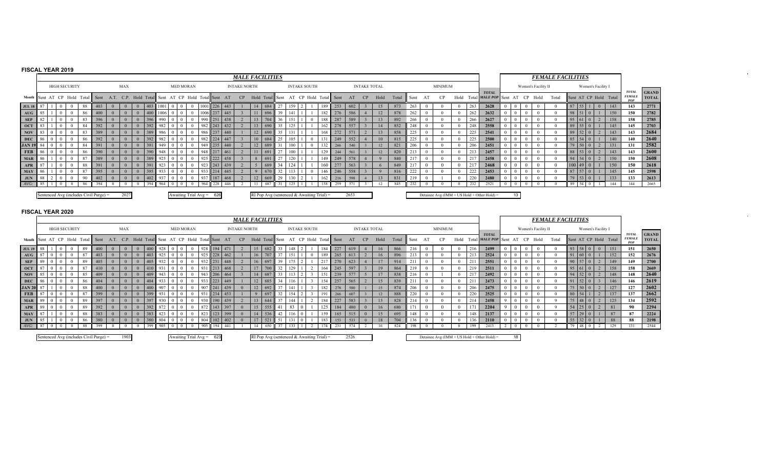**FISCAL YEAR 2019**

| | ***MALE FACILITIES*** | | | | | | | | | | | | | | | | | | | | | | | | | | | | | | | | | | | | ***FEMALE FACILITIES*** | | | | | | | | | | | |
|---|---|---|---|---|---|---|---|---|---|---|---|---|---|---|---|---|---|---|---|---|---|---|---|---|---|---|---|---|---|---|---|---|---|---|---|---|---|---|---|---|---|---|---|---|---|---|---|---|
| | HIGH SECURITY | | | | | MAX | | | | | MED MORAN | | | | | INTAKE NORTH | | | | | INTAKE SOUTH | | | | | INTAKE TOTAL | | | | | MINIMUM | | | | | | Women's Facility II | | | | | Women's Facility I | | | | | | |
| Month | Sent | AT | CP | Hold | Total | Sent | A.T. | C.P. | Hold | Total | Sent | AT | CP | Hold | Total | Sent | AT | CP | Hold | Total | Sent | AT | CP | Hold | Total | Sent | AT | CP | Hold | Total | Sent | AT | CP | Hold | Total | *TOTAL MALE POP* | Sent | AT | CP | Hold | Total | Sent | AT | CP | Hold | Total | *TOTAL FEMALE POP* | **GRAND TOTAL** |
| **JUL 18** | 87 | 1 | 0 | 0 | 88 | 403 | 0 | 0 | 0 | 403 | 1001 | 0 | 0 | 0 | 1001 | 226 | 443 | 1 | 14 | 684 | 27 | 159 | 2 | 1 | 189 | 253 | 602 | 3 | 15 | 873 | 263 | 0 | 0 | 0 | 263 | **2628** | 0 | 0 | 0 | 0 | 0 | 87 | 55 | 1 | 0 | 143 | **143** | **2771** |
| **AUG** | 85 | 1 | 0 | 0 | 86 | 400 | 0 | 0 | 0 | 400 | 1006 | 0 | 0 | 0 | 1006 | 237 | 445 | 3 | 11 | 696 | 39 | 141 | 1 | 1 | 182 | 276 | 586 | 4 | 12 | 878 | 262 | 0 | 0 | 0 | 262 | **2632** | 0 | 0 | 0 | 0 | 0 | 98 | 51 | 0 | 1 | 150 | **150** | **2782** |
| **SEP** | 82 | 1 | 0 | 0 | 83 | 396 | 0 | 0 | 0 | 396 | 990 | 0 | 0 | 0 | 990 | 251 | 438 | 2 | 13 | 704 | 36 | 151 | 1 | 0 | 188 | 287 | 589 | 3 | 13 | 892 | 266 | 0 | 0 | 0 | 266 | **2627** | 0 | 0 | 0 | 0 | 0 | 95 | 61 | 0 | 2 | 158 | **158** | **2785** |
| **OCT** | 83 | 1 | 0 | 0 | 84 | 392 | 0 | 0 | 0 | 392 | 982 | 0 | 0 | 0 | 982 | 243 | 432 | 2 | 13 | 690 | 35 | 125 | 1 | 1 | 162 | 278 | 557 | 3 | 14 | 852 | 248 | 0 | 0 | 0 | 248 | **2558** | 0 | 0 | 0 | 0 | 0 | 89 | 55 | 0 | 1 | 145 | **145** | **2703** |
| **NOV** | 83 | 0 | 0 | 0 | 83 | 389 | 0 | 0 | 0 | 389 | 986 | 0 | 0 | 0 | 986 | 237 | 440 | 1 | 12 | 690 | 35 | 131 | 1 | 1 | 168 | 272 | 571 | 2 | 13 | 858 | 225 | 0 | 0 | 0 | 225 | **2541** | 0 | 0 | 0 | 0 | 0 | 89 | 52 | 0 | 2 | 143 | **143** | **2684** |
| **DEC** | 86 | 0 | 0 | 0 | 86 | 392 | 0 | 0 | 0 | 392 | 982 | 0 | 0 | 0 | 982 | 224 | 447 | 3 | 10 | 684 | 25 | 105 | 1 | 0 | 131 | 249 | 552 | 4 | 10 | 815 | 225 | 0 | 0 | 0 | 225 | **2500** | 0 | 0 | 0 | 0 | 0 | 85 | 54 | 0 | 1 | 140 | **140** | **2640** |
| **JAN 19** | 84 | 0 | 0 | 0 | 84 | 391 | 0 | 0 | 0 | 391 | 949 | 0 | 0 | 0 | 949 | 235 | 440 | 2 | 12 | 689 | 31 | 100 | 1 | 0 | 132 | 266 | 540 | 3 | 12 | 821 | 206 | 0 | 0 | 0 | 206 | **2451** | 0 | 0 | 0 | 0 | 0 | 79 | 50 | 0 | 2 | 131 | **131** | **2582** |
| **FEB** | 86 | 0 | 0 | 0 | 86 | 390 | 0 | 0 | 0 | 390 | 948 | 0 | 0 | 0 | 948 | 217 | 461 | 2 | 11 | 691 | 27 | 100 | 1 | 1 | 129 | 244 | 561 | 3 | 12 | 820 | 213 | 0 | 0 | 0 | 213 | **2457** | 0 | 0 | 0 | 0 | 0 | 88 | 53 | 0 | 2 | 143 | **143** | **2600** |
| **MAR** | 86 | 1 | 0 | 0 | 87 | 389 | 0 | 0 | 0 | 389 | 925 | 0 | 0 | 0 | 925 | 222 | 458 | 3 | 8 | 691 | 27 | 120 | 1 | 1 | 149 | 249 | 578 | 4 | 9 | 840 | 217 | 0 | 0 | 0 | 217 | **2458** | 0 | 0 | 0 | 0 | 0 | 94 | 54 | 0 | 2 | 150 | **150** | **2608** |
| **APR** | 87 | 1 | 0 | 0 | 88 | 391 | 0 | 0 | 0 | 391 | 923 | 0 | 0 | 0 | 923 | 243 | 439 | 2 | 5 | 689 | 34 | 124 | 1 | 1 | 160 | 277 | 563 | 3 | 6 | 849 | 217 | 0 | 0 | 0 | 217 | **2468** | 0 | 0 | 0 | 0 | 0 | 100 | 49 | 0 | 1 | 150 | **150** | **2618** |
| **MAY** | 86 | 1 | 0 | 0 | 87 | 395 | 0 | 0 | 0 | 395 | 933 | 0 | 0 | 0 | 933 | 214 | 445 | 2 | 9 | 670 | 32 | 113 | 1 | 0 | 146 | 246 | 558 | 3 | 9 | 816 | 222 | 0 | 0 | 0 | 222 | **2453** | 0 | 0 | 0 | 0 | 0 | 87 | 57 | 0 | 1 | 145 | **145** | **2598** |
| **JUN** | 87 | 1 | 0 | 0 | 88 | 402 | 0 | 0 | 0 | 402 | 937 | 0 | 0 | 0 | 937 | 187 | 468 | 2 | 12 | 669 | 29 | 130 | 2 | 1 | 162 | 216 | 598 | 4 | 13 | 831 | 220 | 0 | 0 | 0 | 220 | **2480** | 0 | 0 | 0 | 0 | 0 | 79 | 53 | 0 | 1 | 133 | **133** | **2613** |
| *AVG:* | 85 | 1 | 0 | 0 | 86 | 394 | 0 | 0 | 0 | 394 | 964 | 0 | 0 | 0 | 964 | 228 | 446 | 2 | 11 | 687 | 31 | 125 | 1 | 1 | 158 | 259 | 571 | 3 | 12 | 845 | 232 | 0 | 0 | 0 | 232 | 2521 | 0 | 0 | 0 | 0 | 0 | 89 | 54 | 0 | 1 | 144 | 144 | 2665 |

Sentenced Avg (includes Civil Purge) = 2027 | Awaiting Trial Avg = 628 | RI Pop Avg (sentenced & Awaiting Trial) = 2653 | Detainee Avg (IMM + US Hold + Other Hold) = 13

**FISCAL YEAR 2020**

| | ***MALE FACILITIES*** | | | | | | | | | | | | | | | | | | | | | | | | | | | | | | | | | | | | ***FEMALE FACILITIES*** | | | | | | | | | | | |
|---|---|---|---|---|---|---|---|---|---|---|---|---|---|---|---|---|---|---|---|---|---|---|---|---|---|---|---|---|---|---|---|---|---|---|---|---|---|---|---|---|---|---|---|---|---|---|---|---|
| | HIGH SECURITY | | | | | MAX | | | | | MED MORAN | | | | | INTAKE NORTH | | | | | INTAKE SOUTH | | | | | INTAKE TOTAL | | | | | MINIMUM | | | | | | Women's Facility II | | | | | Women's Facility I | | | | | | |
| Month | Sent | AT | CP | Hold | Total | Sent | A.T. | C.P. | Hold | Total | Sent | AT | CP | Hold | Total | Sent | AT | CP | Hold | Total | Sent | AT | CP | Hold | Total | Sent | AT | CP | Hold | Total | Sent | AT | CP | Hold | Total | *TOTAL MALE POP* | Sent | AT | CP | Hold | Total | Sent | AT | CP | Hold | Total | *TOTAL FEMALE POP* | **GRAND TOTAL** |
| **JUL 19** | 88 | 1 | 0 | 0 | 89 | 400 | 0 | 0 | 0 | 400 | 928 | 0 | 0 | 0 | 928 | 194 | 471 | 2 | 15 | 682 | 33 | 148 | 2 | 1 | 184 | 227 | 619 | 4 | 16 | 866 | 216 | 0 | 0 | 0 | 216 | **2499** | 0 | 0 | 0 | 0 | 0 | 93 | 58 | 0 | 0 | 151 | **151** | **2650** |
| **AUG** | 87 | 0 | 0 | 0 | 87 | 403 | 0 | 0 | 0 | 403 | 925 | 0 | 0 | 0 | 925 | 228 | 462 | 1 | 16 | 707 | 37 | 151 | 1 | 0 | 189 | 265 | 613 | 2 | 16 | 896 | 213 | 0 | 0 | 0 | 213 | **2524** | 0 | 0 | 0 | 0 | 0 | 91 | 60 | 0 | 1 | 152 | **152** | **2676** |
| **SEP** | 89 | 0 | 0 | 0 | 89 | 405 | 0 | 0 | 0 | 405 | 932 | 0 | 0 | 0 | 932 | 231 | 448 | 2 | 16 | 697 | 39 | 175 | 2 | 1 | 217 | 270 | 623 | 4 | 17 | 914 | 211 | 0 | 0 | 0 | 211 | **2551** | 0 | 0 | 0 | 0 | 0 | 90 | 57 | 0 | 2 | 149 | **149** | **2700** |
| **OCT** | 87 | 0 | 0 | 0 | 87 | 410 | 0 | 0 | 0 | 410 | 931 | 0 | 0 | 0 | 931 | 213 | 468 | 2 | 17 | 700 | 32 | 129 | 1 | 2 | 164 | 245 | 597 | 3 | 19 | 864 | 219 | 0 | 0 | 0 | 219 | **2511** | 0 | 0 | 0 | 0 | 0 | 95 | 61 | 0 | 2 | 158 | **158** | **2669** |
| **NOV** | 85 | 0 | 0 | 0 | 85 | 409 | 0 | 0 | 0 | 409 | 943 | 0 | 0 | 0 | 943 | 206 | 464 | 3 | 14 | 687 | 33 | 113 | 2 | 3 | 151 | 239 | 577 | 5 | 17 | 838 | 216 | 0 | 1 | 0 | 217 | **2492** | 0 | 0 | 0 | 0 | 0 | 94 | 52 | 0 | 2 | 148 | **148** | **2640** |
| **DEC** | 86 | 0 | 0 | 0 | 86 | 404 | 0 | 0 | 0 | 404 | 933 | 0 | 0 | 0 | 933 | 223 | 449 | 1 | 12 | 685 | 34 | 116 | 1 | 3 | 154 | 257 | 565 | 2 | 15 | 839 | 211 | 0 | 0 | 0 | 211 | **2473** | 0 | 0 | 0 | 0 | 0 | 91 | 52 | 0 | 3 | 146 | **146** | **2619** |
| **JAN 20** | 87 | 1 | 0 | 0 | 88 | 400 | 0 | 0 | 0 | 400 | 907 | 0 | 0 | 0 | 907 | 241 | 439 | 0 | 12 | 692 | 37 | 141 | 1 | 3 | 182 | 278 | 580 | 1 | 15 | 874 | 206 | 0 | 0 | 0 | 206 | **2475** | 0 | 0 | 0 | 0 | 0 | 75 | 50 | 0 | 2 | 127 | **127** | **2602** |
| **FEB** | 87 | 0 | 0 | 0 | 87 | 399 | 0 | 0 | 0 | 399 | 931 | 0 | 0 | 0 | 931 | 234 | 453 | 1 | 9 | 697 | 32 | 154 | 2 | 3 | 191 | 266 | 607 | 3 | 12 | 888 | 220 | 0 | 0 | 0 | 220 | **2525** | 0 | 0 | 0 | 0 | 0 | 80 | 54 | 1 | 2 | 137 | **137** | **2662** |
| **MAR** | 89 | 0 | 0 | 0 | 89 | 397 | 0 | 0 | 0 | 397 | 930 | 0 | 0 | 0 | 930 | 190 | 439 | 2 | 13 | 644 | 37 | 144 | 1 | 2 | 184 | 227 | 583 | 3 | 15 | 828 | 214 | 0 | 0 | 0 | 214 | **2458** | 9 | 0 | 0 | 0 | 9 | 75 | 48 | 0 | 2 | 125 | **134** | **2592** |
| **APR** | 89 | 0 | 0 | 0 | 89 | 392 | 0 | 0 | 0 | 392 | 872 | 0 | 0 | 0 | 872 | 143 | 397 | 0 | 15 | 555 | 41 | 83 | 0 | 1 | 125 | 184 | 480 | 0 | 16 | 680 | 171 | 0 | 0 | 0 | 171 | **2204** | 9 | 0 | 0 | 0 | 9 | 54 | 25 | 0 | 2 | 81 | **90** | **2294** |
| **MAY** | 87 | 1 | 0 | 0 | 88 | 383 | 0 | 0 | 0 | 383 | 823 | 0 | 0 | 0 | 823 | 123 | 399 | 0 | 14 | 536 | 42 | 116 | 0 | 1 | 159 | 165 | 515 | 0 | 15 | 695 | 148 | 0 | 0 | 0 | 148 | **2137** | 0 | 0 | 0 | 0 | 0 | 57 | 29 | 0 | 1 | 87 | **87** | **2224** |
| **JUN** | 85 | 1 | 0 | 0 | 86 | 380 | 0 | 0 | 0 | 380 | 804 | 0 | 0 | 0 | 804 | 102 | 402 | 0 | 17 | 521 | 51 | 131 | 0 | 1 | 183 | 153 | 533 | 0 | 18 | 704 | 136 | 0 | 0 | 0 | 136 | **2110** | 0 | 0 | 0 | 0 | 0 | 55 | 32 | 0 | 1 | 88 | **88** | **2198** |
| *AVG:* | 87 | 0 | 0 | 0 | 88 | 399 | 0 | 0 | 0 | 399 | 905 | 0 | 0 | 0 | 905 | 194 | 441 | 1 | 14 | 650 | 37 | 133 | 1 | 2 | 174 | 231 | 574 | 2 | 16 | 824 | 198 | 0 | 0 | 0 | 199 | 2413 | 2 | 0 | 0 | 0 | 2 | 79 | 48 | 0 | 2 | 129 | 131 | 2544 |

Sentenced Avg (includes Civil Purge) = 1903 | Awaiting Trial Avg = 623 | RI Pop Avg (sentenced & Awaiting Trial) = 2526 | Detainee Avg (IMM + US Hold + Other Hold) = 18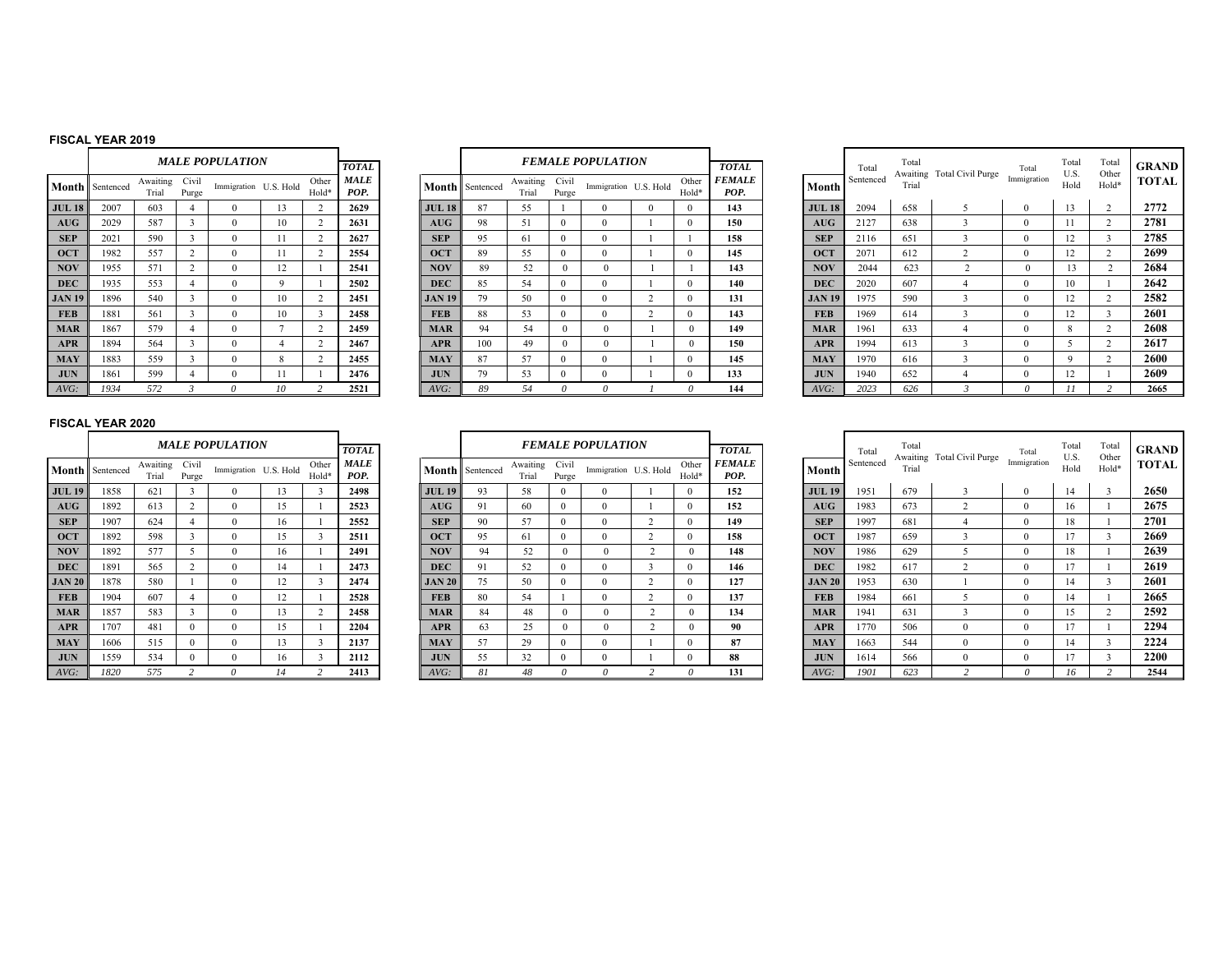## FISCAL YEAR 2019

| | *MALE POPULATION* | | | | | | *TOTAL* |
|---|---|---|---|---|---|---|---|
| **Month** | Sentenced | Awaiting Trial | Civil Purge | Immigration | U.S. Hold | Other Hold* | *MALE POP.* |
| **JUL 18** | 2007 | 603 | 4 | 0 | 13 | 2 | **2629** |
| **AUG** | 2029 | 587 | 3 | 0 | 10 | 2 | **2631** |
| **SEP** | 2021 | 590 | 3 | 0 | 11 | 2 | **2627** |
| **OCT** | 1982 | 557 | 2 | 0 | 11 | 2 | **2554** |
| **NOV** | 1955 | 571 | 2 | 0 | 12 | 1 | **2541** |
| **DEC** | 1935 | 553 | 4 | 0 | 9 | 1 | **2502** |
| **JAN 19** | 1896 | 540 | 3 | 0 | 10 | 2 | **2451** |
| **FEB** | 1881 | 561 | 3 | 0 | 10 | 3 | **2458** |
| **MAR** | 1867 | 579 | 4 | 0 | 7 | 2 | **2459** |
| **APR** | 1894 | 564 | 3 | 0 | 4 | 2 | **2467** |
| **MAY** | 1883 | 559 | 3 | 0 | 8 | 2 | **2455** |
| **JUN** | 1861 | 599 | 4 | 0 | 11 | 1 | **2476** |
| *AVG:* | *1934* | *572* | *3* | *0* | *10* | *2* | **2521** |

| | *FEMALE POPULATION* | | | | | | *TOTAL* |
|---|---|---|---|---|---|---|---|
| **Month** | Sentenced | Awaiting Trial | Civil Purge | Immigration | U.S. Hold | Other Hold* | *FEMALE POP.* |
| **JUL 18** | 87 | 55 | 1 | 0 | 0 | 0 | **143** |
| **AUG** | 98 | 51 | 0 | 0 | 1 | 0 | **150** |
| **SEP** | 95 | 61 | 0 | 0 | 1 | 1 | **158** |
| **OCT** | 89 | 55 | 0 | 0 | 1 | 0 | **145** |
| **NOV** | 89 | 52 | 0 | 0 | 1 | 1 | **143** |
| **DEC** | 85 | 54 | 0 | 0 | 1 | 0 | **140** |
| **JAN 19** | 79 | 50 | 0 | 0 | 2 | 0 | **131** |
| **FEB** | 88 | 53 | 0 | 0 | 2 | 0 | **143** |
| **MAR** | 94 | 54 | 0 | 0 | 1 | 0 | **149** |
| **APR** | 100 | 49 | 0 | 0 | 1 | 0 | **150** |
| **MAY** | 87 | 57 | 0 | 0 | 1 | 0 | **145** |
| **JUN** | 79 | 53 | 0 | 0 | 1 | 0 | **133** |
| *AVG:* | *89* | *54* | *0* | *0* | *1* | *0* | **144** |

| **Month** | Total Sentenced | Total Awaiting Trial | Total Civil Purge | Total Immigration | Total U.S. Hold | Total Other Hold* | **GRAND TOTAL** |
|---|---|---|---|---|---|---|---|
| **JUL 18** | 2094 | 658 | 5 | 0 | 13 | 2 | **2772** |
| **AUG** | 2127 | 638 | 3 | 0 | 11 | 2 | **2781** |
| **SEP** | 2116 | 651 | 3 | 0 | 12 | 3 | **2785** |
| **OCT** | 2071 | 612 | 2 | 0 | 12 | 2 | **2699** |
| **NOV** | 2044 | 623 | 2 | 0 | 13 | 2 | **2684** |
| **DEC** | 2020 | 607 | 4 | 0 | 10 | 1 | **2642** |
| **JAN 19** | 1975 | 590 | 3 | 0 | 12 | 2 | **2582** |
| **FEB** | 1969 | 614 | 3 | 0 | 12 | 3 | **2601** |
| **MAR** | 1961 | 633 | 4 | 0 | 8 | 2 | **2608** |
| **APR** | 1994 | 613 | 3 | 0 | 5 | 2 | **2617** |
| **MAY** | 1970 | 616 | 3 | 0 | 9 | 2 | **2600** |
| **JUN** | 1940 | 652 | 4 | 0 | 12 | 1 | **2609** |
| *AVG:* | *2023* | *626* | *3* | *0* | *11* | *2* | **2665** |

## FISCAL YEAR 2020

| | *MALE POPULATION* | | | | | | *TOTAL* |
|---|---|---|---|---|---|---|---|
| **Month** | Sentenced | Awaiting Trial | Civil Purge | Immigration | U.S. Hold | Other Hold* | *MALE POP.* |
| **JUL 19** | 1858 | 621 | 3 | 0 | 13 | 3 | **2498** |
| **AUG** | 1892 | 613 | 2 | 0 | 15 | 1 | **2523** |
| **SEP** | 1907 | 624 | 4 | 0 | 16 | 1 | **2552** |
| **OCT** | 1892 | 598 | 3 | 0 | 15 | 3 | **2511** |
| **NOV** | 1892 | 577 | 5 | 0 | 16 | 1 | **2491** |
| **DEC** | 1891 | 565 | 2 | 0 | 14 | 1 | **2473** |
| **JAN 20** | 1878 | 580 | 1 | 0 | 12 | 3 | **2474** |
| **FEB** | 1904 | 607 | 4 | 0 | 12 | 1 | **2528** |
| **MAR** | 1857 | 583 | 3 | 0 | 13 | 2 | **2458** |
| **APR** | 1707 | 481 | 0 | 0 | 15 | 1 | **2204** |
| **MAY** | 1606 | 515 | 0 | 0 | 13 | 3 | **2137** |
| **JUN** | 1559 | 534 | 0 | 0 | 16 | 3 | **2112** |
| *AVG:* | *1820* | *575* | *2* | *0* | *14* | *2* | **2413** |

| | *FEMALE POPULATION* | | | | | | *TOTAL* |
|---|---|---|---|---|---|---|---|
| **Month** | Sentenced | Awaiting Trial | Civil Purge | Immigration | U.S. Hold | Other Hold* | *FEMALE POP.* |
| **JUL 19** | 93 | 58 | 0 | 0 | 1 | 0 | **152** |
| **AUG** | 91 | 60 | 0 | 0 | 1 | 0 | **152** |
| **SEP** | 90 | 57 | 0 | 0 | 2 | 0 | **149** |
| **OCT** | 95 | 61 | 0 | 0 | 2 | 0 | **158** |
| **NOV** | 94 | 52 | 0 | 0 | 2 | 0 | **148** |
| **DEC** | 91 | 52 | 0 | 0 | 3 | 0 | **146** |
| **JAN 20** | 75 | 50 | 0 | 0 | 2 | 0 | **127** |
| **FEB** | 80 | 54 | 1 | 0 | 2 | 0 | **137** |
| **MAR** | 84 | 48 | 0 | 0 | 2 | 0 | **134** |
| **APR** | 63 | 25 | 0 | 0 | 2 | 0 | **90** |
| **MAY** | 57 | 29 | 0 | 0 | 1 | 0 | **87** |
| **JUN** | 55 | 32 | 0 | 0 | 1 | 0 | **88** |
| *AVG:* | *81* | *48* | *0* | *0* | *2* | *0* | **131** |

| **Month** | Total Sentenced | Total Awaiting Trial | Total Civil Purge | Total Immigration | Total U.S. Hold | Total Other Hold* | **GRAND TOTAL** |
|---|---|---|---|---|---|---|---|
| **JUL 19** | 1951 | 679 | 3 | 0 | 14 | 3 | **2650** |
| **AUG** | 1983 | 673 | 2 | 0 | 16 | 1 | **2675** |
| **SEP** | 1997 | 681 | 4 | 0 | 18 | 1 | **2701** |
| **OCT** | 1987 | 659 | 3 | 0 | 17 | 3 | **2669** |
| **NOV** | 1986 | 629 | 5 | 0 | 18 | 1 | **2639** |
| **DEC** | 1982 | 617 | 2 | 0 | 17 | 1 | **2619** |
| **JAN 20** | 1953 | 630 | 1 | 0 | 14 | 3 | **2601** |
| **FEB** | 1984 | 661 | 5 | 0 | 14 | 1 | **2665** |
| **MAR** | 1941 | 631 | 3 | 0 | 15 | 2 | **2592** |
| **APR** | 1770 | 506 | 0 | 0 | 17 | 1 | **2294** |
| **MAY** | 1663 | 544 | 0 | 0 | 14 | 3 | **2224** |
| **JUN** | 1614 | 566 | 0 | 0 | 17 | 3 | **2200** |
| *AVG:* | *1901* | *623* | *2* | *0* | *16* | *2* | **2544** |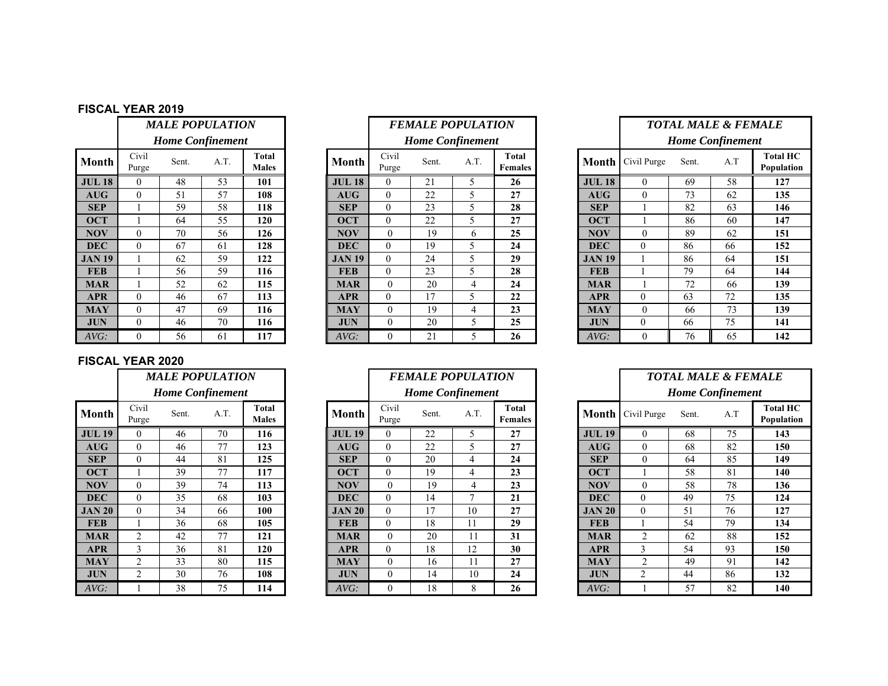## FISCAL YEAR 2019

| | *MALE POPULATION Home Confinement* | | | |
|---|---|---|---|---|
| **Month** | Civil Purge | Sent. | A.T. | **Total Males** |
| **JUL 18** | 0 | 48 | 53 | **101** |
| **AUG** | 0 | 51 | 57 | **108** |
| **SEP** | 1 | 59 | 58 | **118** |
| **OCT** | 1 | 64 | 55 | **120** |
| **NOV** | 0 | 70 | 56 | **126** |
| **DEC** | 0 | 67 | 61 | **128** |
| **JAN 19** | 1 | 62 | 59 | **122** |
| **FEB** | 1 | 56 | 59 | **116** |
| **MAR** | 1 | 52 | 62 | **115** |
| **APR** | 0 | 46 | 67 | **113** |
| **MAY** | 0 | 47 | 69 | **116** |
| **JUN** | 0 | 46 | 70 | **116** |
| *AVG:* | 0 | 56 | 61 | **117** |

| | *FEMALE POPULATION Home Confinement* | | | |
|---|---|---|---|---|
| **Month** | Civil Purge | Sent. | A.T. | **Total Females** |
| **JUL 18** | 0 | 21 | 5 | **26** |
| **AUG** | 0 | 22 | 5 | **27** |
| **SEP** | 0 | 23 | 5 | **28** |
| **OCT** | 0 | 22 | 5 | **27** |
| **NOV** | 0 | 19 | 6 | **25** |
| **DEC** | 0 | 19 | 5 | **24** |
| **JAN 19** | 0 | 24 | 5 | **29** |
| **FEB** | 0 | 23 | 5 | **28** |
| **MAR** | 0 | 20 | 4 | **24** |
| **APR** | 0 | 17 | 5 | **22** |
| **MAY** | 0 | 19 | 4 | **23** |
| **JUN** | 0 | 20 | 5 | **25** |
| *AVG:* | 0 | 21 | 5 | **26** |

| | *TOTAL MALE & FEMALE Home Confinement* | | | |
|---|---|---|---|---|
| **Month** | Civil Purge | Sent. | A.T | **Total HC Population** |
| **JUL 18** | 0 | 69 | 58 | **127** |
| **AUG** | 0 | 73 | 62 | **135** |
| **SEP** | 1 | 82 | 63 | **146** |
| **OCT** | 1 | 86 | 60 | **147** |
| **NOV** | 0 | 89 | 62 | **151** |
| **DEC** | 0 | 86 | 66 | **152** |
| **JAN 19** | 1 | 86 | 64 | **151** |
| **FEB** | 1 | 79 | 64 | **144** |
| **MAR** | 1 | 72 | 66 | **139** |
| **APR** | 0 | 63 | 72 | **135** |
| **MAY** | 0 | 66 | 73 | **139** |
| **JUN** | 0 | 66 | 75 | **141** |
| *AVG:* | 0 | 76 | 65 | **142** |

## FISCAL YEAR 2020

| | *MALE POPULATION Home Confinement* | | | |
|---|---|---|---|---|
| **Month** | Civil Purge | Sent. | A.T. | **Total Males** |
| **JUL 19** | 0 | 46 | 70 | **116** |
| **AUG** | 0 | 46 | 77 | **123** |
| **SEP** | 0 | 44 | 81 | **125** |
| **OCT** | 1 | 39 | 77 | **117** |
| **NOV** | 0 | 39 | 74 | **113** |
| **DEC** | 0 | 35 | 68 | **103** |
| **JAN 20** | 0 | 34 | 66 | **100** |
| **FEB** | 1 | 36 | 68 | **105** |
| **MAR** | 2 | 42 | 77 | **121** |
| **APR** | 3 | 36 | 81 | **120** |
| **MAY** | 2 | 33 | 80 | **115** |
| **JUN** | 2 | 30 | 76 | **108** |
| *AVG:* | 1 | 38 | 75 | **114** |

| | *FEMALE POPULATION Home Confinement* | | | |
|---|---|---|---|---|
| **Month** | Civil Purge | Sent. | A.T. | **Total Females** |
| **JUL 19** | 0 | 22 | 5 | **27** |
| **AUG** | 0 | 22 | 5 | **27** |
| **SEP** | 0 | 20 | 4 | **24** |
| **OCT** | 0 | 19 | 4 | **23** |
| **NOV** | 0 | 19 | 4 | **23** |
| **DEC** | 0 | 14 | 7 | **21** |
| **JAN 20** | 0 | 17 | 10 | **27** |
| **FEB** | 0 | 18 | 11 | **29** |
| **MAR** | 0 | 20 | 11 | **31** |
| **APR** | 0 | 18 | 12 | **30** |
| **MAY** | 0 | 16 | 11 | **27** |
| **JUN** | 0 | 14 | 10 | **24** |
| *AVG:* | 0 | 18 | 8 | **26** |

| | *TOTAL MALE & FEMALE Home Confinement* | | | |
|---|---|---|---|---|
| **Month** | Civil Purge | Sent. | A.T | **Total HC Population** |
| **JUL 19** | 0 | 68 | 75 | **143** |
| **AUG** | 0 | 68 | 82 | **150** |
| **SEP** | 0 | 64 | 85 | **149** |
| **OCT** | 1 | 58 | 81 | **140** |
| **NOV** | 0 | 58 | 78 | **136** |
| **DEC** | 0 | 49 | 75 | **124** |
| **JAN 20** | 0 | 51 | 76 | **127** |
| **FEB** | 1 | 54 | 79 | **134** |
| **MAR** | 2 | 62 | 88 | **152** |
| **APR** | 3 | 54 | 93 | **150** |
| **MAY** | 2 | 49 | 91 | **142** |
| **JUN** | 2 | 44 | 86 | **132** |
| *AVG:* | 1 | 57 | 82 | **140** |